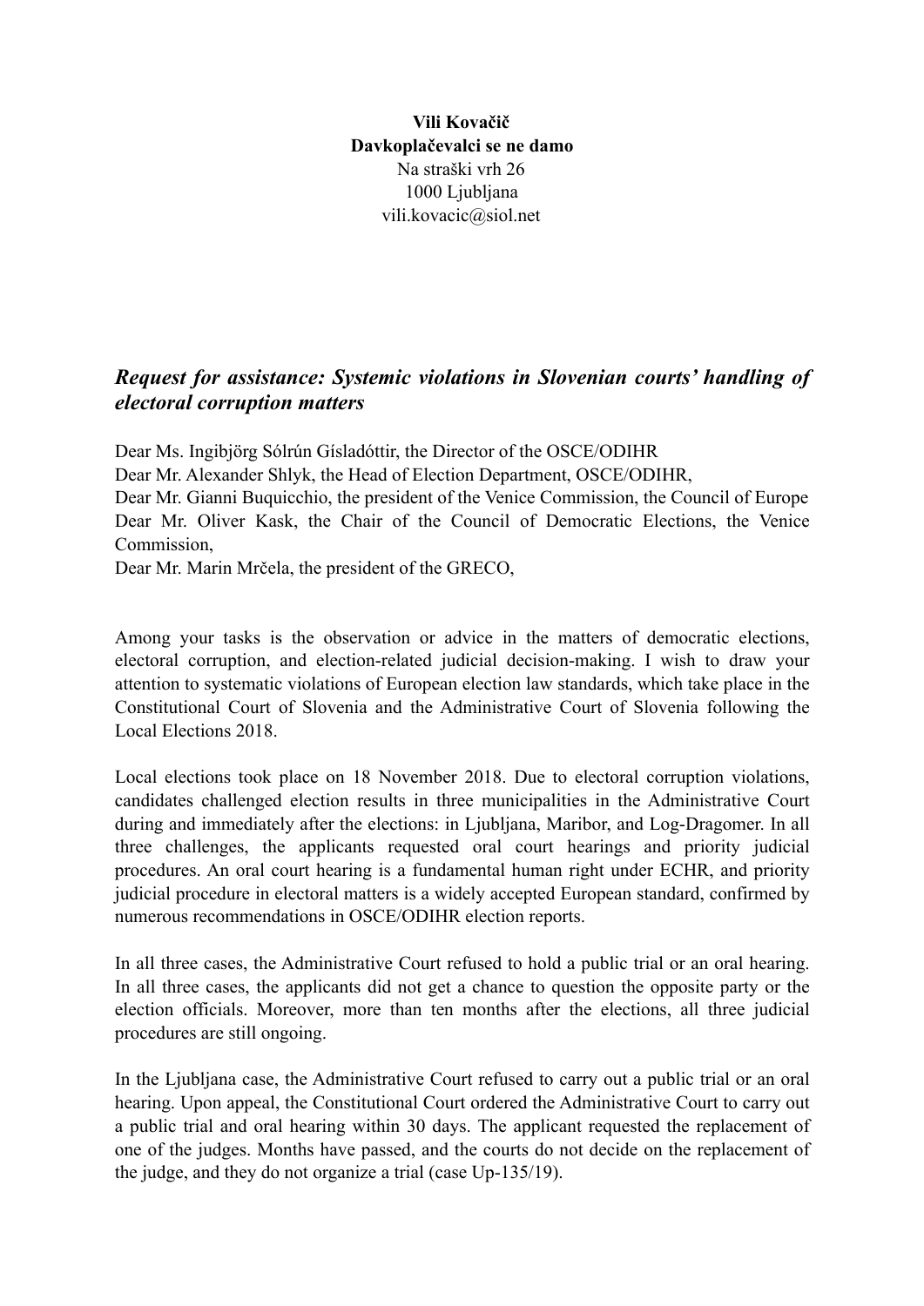**Vili Kovačič**
**Davkoplačevalci se ne damo**
Na straški vrh 26
1000 Ljubljana
vili.kovacic@siol.net

## *Request for assistance: Systemic violations in Slovenian courts' handling of electoral corruption matters*

Dear Ms. Ingibjörg Sólrún Gísladóttir, the Director of the OSCE/ODIHR
Dear Mr. Alexander Shlyk, the Head of Election Department, OSCE/ODIHR,
Dear Mr. Gianni Buquicchio, the president of the Venice Commission, the Council of Europe
Dear Mr. Oliver Kask, the Chair of the Council of Democratic Elections, the Venice Commission,
Dear Mr. Marin Mrčela, the president of the GRECO,

Among your tasks is the observation or advice in the matters of democratic elections, electoral corruption, and election-related judicial decision-making. I wish to draw your attention to systematic violations of European election law standards, which take place in the Constitutional Court of Slovenia and the Administrative Court of Slovenia following the Local Elections 2018.

Local elections took place on 18 November 2018. Due to electoral corruption violations, candidates challenged election results in three municipalities in the Administrative Court during and immediately after the elections: in Ljubljana, Maribor, and Log-Dragomer. In all three challenges, the applicants requested oral court hearings and priority judicial procedures. An oral court hearing is a fundamental human right under ECHR, and priority judicial procedure in electoral matters is a widely accepted European standard, confirmed by numerous recommendations in OSCE/ODIHR election reports.

In all three cases, the Administrative Court refused to hold a public trial or an oral hearing. In all three cases, the applicants did not get a chance to question the opposite party or the election officials. Moreover, more than ten months after the elections, all three judicial procedures are still ongoing.

In the Ljubljana case, the Administrative Court refused to carry out a public trial or an oral hearing. Upon appeal, the Constitutional Court ordered the Administrative Court to carry out a public trial and oral hearing within 30 days. The applicant requested the replacement of one of the judges. Months have passed, and the courts do not decide on the replacement of the judge, and they do not organize a trial (case Up-135/19).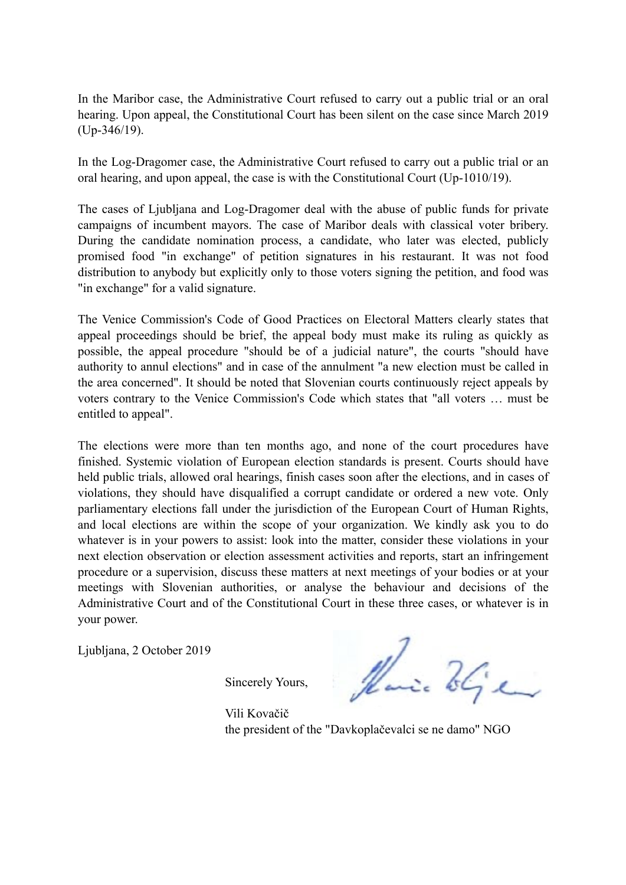In the Maribor case, the Administrative Court refused to carry out a public trial or an oral hearing. Upon appeal, the Constitutional Court has been silent on the case since March 2019 (Up-346/19).

In the Log-Dragomer case, the Administrative Court refused to carry out a public trial or an oral hearing, and upon appeal, the case is with the Constitutional Court (Up-1010/19).

The cases of Ljubljana and Log-Dragomer deal with the abuse of public funds for private campaigns of incumbent mayors. The case of Maribor deals with classical voter bribery. During the candidate nomination process, a candidate, who later was elected, publicly promised food "in exchange" of petition signatures in his restaurant. It was not food distribution to anybody but explicitly only to those voters signing the petition, and food was "in exchange" for a valid signature.

The Venice Commission's Code of Good Practices on Electoral Matters clearly states that appeal proceedings should be brief, the appeal body must make its ruling as quickly as possible, the appeal procedure "should be of a judicial nature", the courts "should have authority to annul elections" and in case of the annulment "a new election must be called in the area concerned". It should be noted that Slovenian courts continuously reject appeals by voters contrary to the Venice Commission's Code which states that "all voters … must be entitled to appeal".

The elections were more than ten months ago, and none of the court procedures have finished. Systemic violation of European election standards is present. Courts should have held public trials, allowed oral hearings, finish cases soon after the elections, and in cases of violations, they should have disqualified a corrupt candidate or ordered a new vote. Only parliamentary elections fall under the jurisdiction of the European Court of Human Rights, and local elections are within the scope of your organization. We kindly ask you to do whatever is in your powers to assist: look into the matter, consider these violations in your next election observation or election assessment activities and reports, start an infringement procedure or a supervision, discuss these matters at next meetings of your bodies or at your meetings with Slovenian authorities, or analyse the behaviour and decisions of the Administrative Court and of the Constitutional Court in these three cases, or whatever is in your power.

Ljubljana, 2 October 2019

Sincerely Yours,

Vili Kovačič
the president of the "Davkoplačevalci se ne damo" NGO